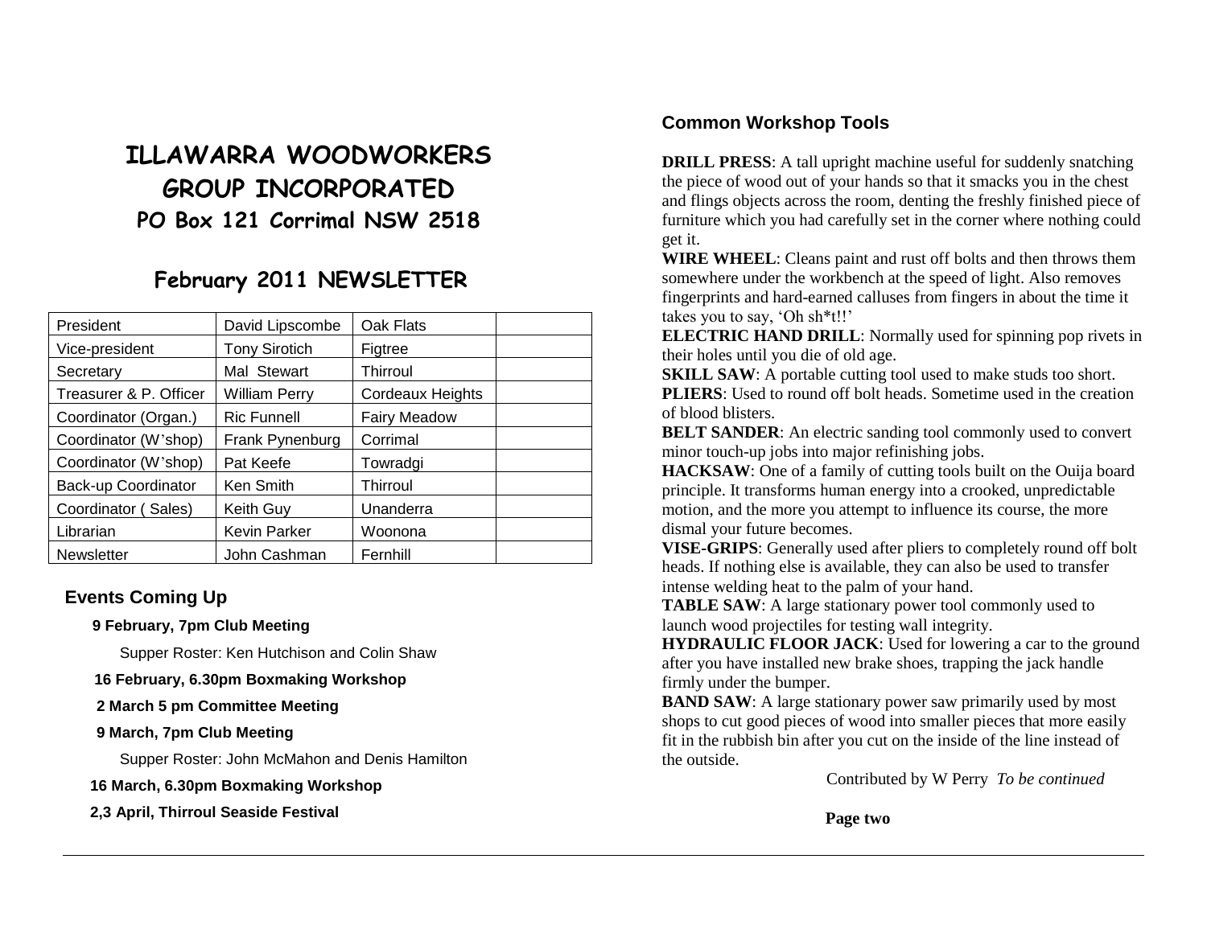# ILLAWARRA WOODWORKERS GROUP INCORPORATED

## PO Box 121 Corrimal NSW 2518

## February 2011 NEWSLETTER

| President | David Lipscombe | Oak Flats | |
|---|---|---|---|
| Vice-president | Tony Sirotich | Figtree | |
| Secretary | Mal Stewart | Thirroul | |
| Treasurer & P. Officer | William Perry | Cordeaux Heights | |
| Coordinator (Organ.) | Ric Funnell | Fairy Meadow | |
| Coordinator (W'shop) | Frank Pynenburg | Corrimal | |
| Coordinator (W'shop) | Pat Keefe | Towradgi | |
| Back-up Coordinator | Ken Smith | Thirroul | |
| Coordinator ( Sales) | Keith Guy | Unanderra | |
| Librarian | Kevin Parker | Woonona | |
| Newsletter | John Cashman | Fernhill | |

### Events Coming Up

**9 February, 7pm Club Meeting**

Supper Roster: Ken Hutchison and Colin Shaw

**16 February, 6.30pm Boxmaking Workshop**

**2 March 5 pm Committee Meeting**

**9 March, 7pm Club Meeting**

Supper Roster: John McMahon and Denis Hamilton

**16 March, 6.30pm Boxmaking Workshop**

**2,3 April, Thirroul Seaside Festival**

### Common Workshop Tools

**DRILL PRESS**: A tall upright machine useful for suddenly snatching the piece of wood out of your hands so that it smacks you in the chest and flings objects across the room, denting the freshly finished piece of furniture which you had carefully set in the corner where nothing could get it.

**WIRE WHEEL**: Cleans paint and rust off bolts and then throws them somewhere under the workbench at the speed of light. Also removes fingerprints and hard-earned calluses from fingers in about the time it takes you to say, 'Oh sh*t!!'

**ELECTRIC HAND DRILL**: Normally used for spinning pop rivets in their holes until you die of old age.

**SKILL SAW**: A portable cutting tool used to make studs too short.

**PLIERS**: Used to round off bolt heads. Sometime used in the creation of blood blisters.

**BELT SANDER**: An electric sanding tool commonly used to convert minor touch-up jobs into major refinishing jobs.

**HACKSAW**: One of a family of cutting tools built on the Ouija board principle. It transforms human energy into a crooked, unpredictable motion, and the more you attempt to influence its course, the more dismal your future becomes.

**VISE-GRIPS**: Generally used after pliers to completely round off bolt heads. If nothing else is available, they can also be used to transfer intense welding heat to the palm of your hand.

**TABLE SAW**: A large stationary power tool commonly used to launch wood projectiles for testing wall integrity.

**HYDRAULIC FLOOR JACK**: Used for lowering a car to the ground after you have installed new brake shoes, trapping the jack handle firmly under the bumper.

**BAND SAW**: A large stationary power saw primarily used by most shops to cut good pieces of wood into smaller pieces that more easily fit in the rubbish bin after you cut on the inside of the line instead of the outside.

Contributed by W Perry *To be continued*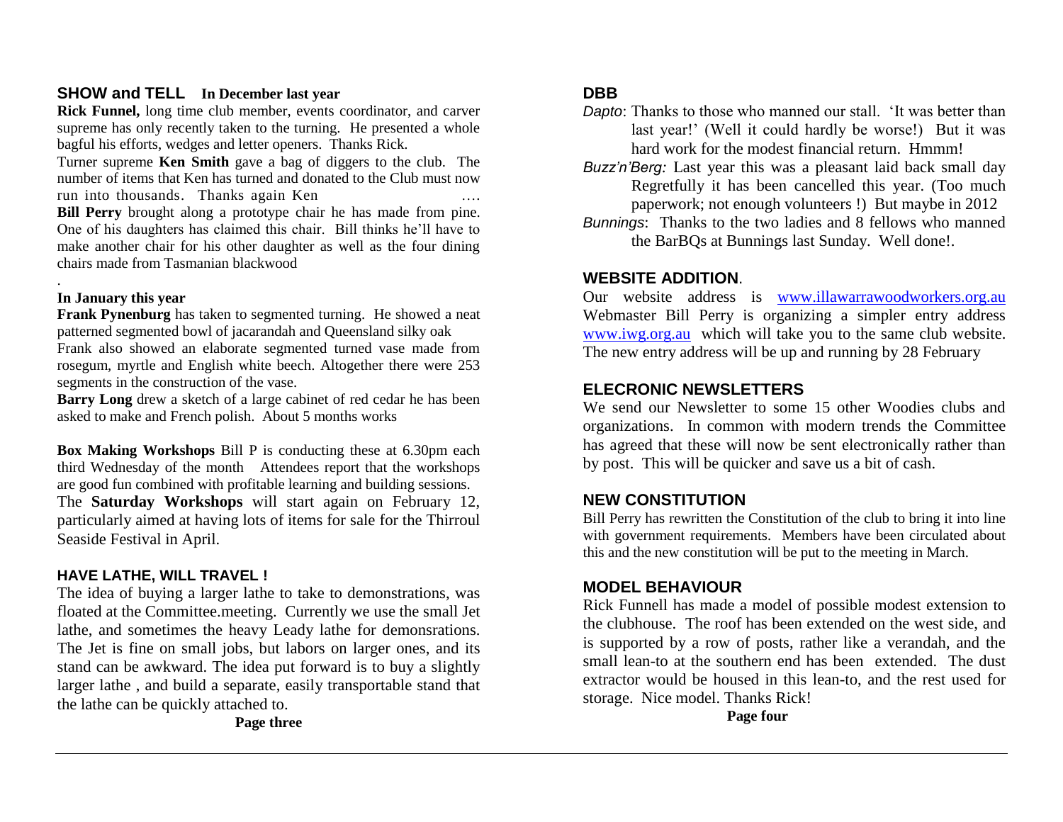## SHOW and TELL **In December last year**

**Rick Funnel,** long time club member, events coordinator, and carver supreme has only recently taken to the turning. He presented a whole bagful his efforts, wedges and letter openers. Thanks Rick.

Turner supreme **Ken Smith** gave a bag of diggers to the club. The number of items that Ken has turned and donated to the Club must now run into thousands. Thanks again Ken ….

**Bill Perry** brought along a prototype chair he has made from pine. One of his daughters has claimed this chair. Bill thinks he'll have to make another chair for his other daughter as well as the four dining chairs made from Tasmanian blackwood

.

**In January this year**

**Frank Pynenburg** has taken to segmented turning. He showed a neat patterned segmented bowl of jacarandah and Queensland silky oak

Frank also showed an elaborate segmented turned vase made from rosegum, myrtle and English white beech. Altogether there were 253 segments in the construction of the vase.

**Barry Long** drew a sketch of a large cabinet of red cedar he has been asked to make and French polish. About 5 months works

**Box Making Workshops** Bill P is conducting these at 6.30pm each third Wednesday of the month Attendees report that the workshops are good fun combined with profitable learning and building sessions.

The **Saturday Workshops** will start again on February 12, particularly aimed at having lots of items for sale for the Thirroul Seaside Festival in April.

## HAVE LATHE, WILL TRAVEL !

The idea of buying a larger lathe to take to demonstrations, was floated at the Committee.meeting. Currently we use the small Jet lathe, and sometimes the heavy Leady lathe for demonsrations. The Jet is fine on small jobs, but labors on larger ones, and its stand can be awkward. The idea put forward is to buy a slightly larger lathe , and build a separate, easily transportable stand that the lathe can be quickly attached to.

## DBB

*Dapto*: Thanks to those who manned our stall. 'It was better than last year!' (Well it could hardly be worse!) But it was hard work for the modest financial return. Hmmm!

*Buzz'n'Berg:* Last year this was a pleasant laid back small day Regretfully it has been cancelled this year. (Too much paperwork; not enough volunteers !) But maybe in 2012

*Bunnings*: Thanks to the two ladies and 8 fellows who manned the BarBQs at Bunnings last Sunday. Well done!.

## WEBSITE ADDITION.

Our website address is www.illawarrawoodworkers.org.au Webmaster Bill Perry is organizing a simpler entry address www.iwg.org.au which will take you to the same club website. The new entry address will be up and running by 28 February

## ELECRONIC NEWSLETTERS

We send our Newsletter to some 15 other Woodies clubs and organizations. In common with modern trends the Committee has agreed that these will now be sent electronically rather than by post. This will be quicker and save us a bit of cash.

## NEW CONSTITUTION

Bill Perry has rewritten the Constitution of the club to bring it into line with government requirements. Members have been circulated about this and the new constitution will be put to the meeting in March.

## MODEL BEHAVIOUR

Rick Funnell has made a model of possible modest extension to the clubhouse. The roof has been extended on the west side, and is supported by a row of posts, rather like a verandah, and the small lean-to at the southern end has been extended. The dust extractor would be housed in this lean-to, and the rest used for storage. Nice model. Thanks Rick!